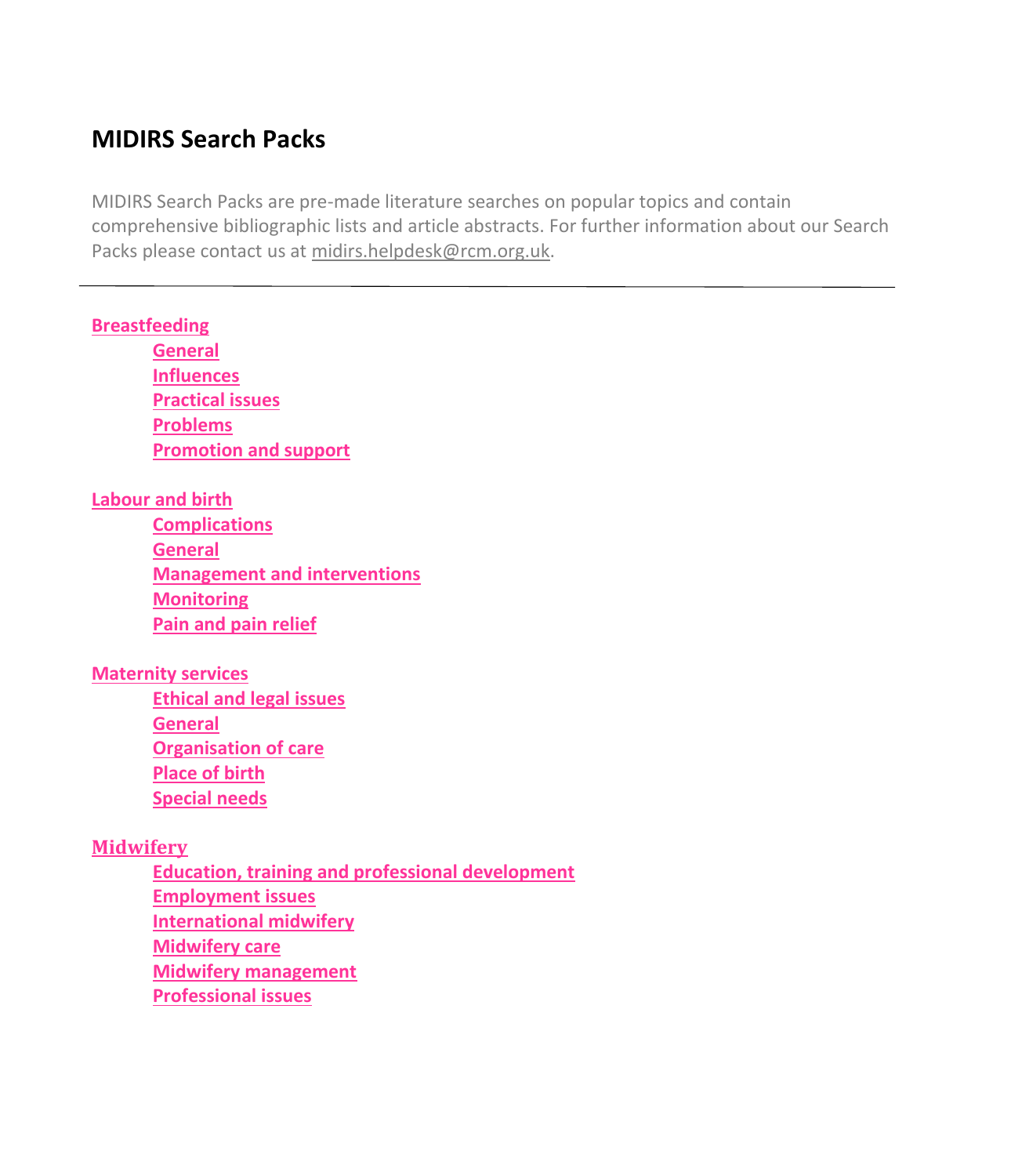# MIDIRS Search Packs

MIDIRS Search Packs are pre-made literature searches on popular topics and contain comprehensive bibliographic lists and article abstracts. For further information about our Search Packs please contact us at midirs.helpdesk@rcm.org.uk.

---

**Breastfeeding**

- **General**
- **Influences**
- **Practical issues**
- **Problems**
- **Promotion and support**

**Labour and birth**

- **Complications**
- **General**
- **Management and interventions**
- **Monitoring**
- **Pain and pain relief**

**Maternity services**

- **Ethical and legal issues**
- **General**
- **Organisation of care**
- **Place of birth**
- **Special needs**

**Midwifery**

- **Education, training and professional development**
- **Employment issues**
- **International midwifery**
- **Midwifery care**
- **Midwifery management**
- **Professional issues**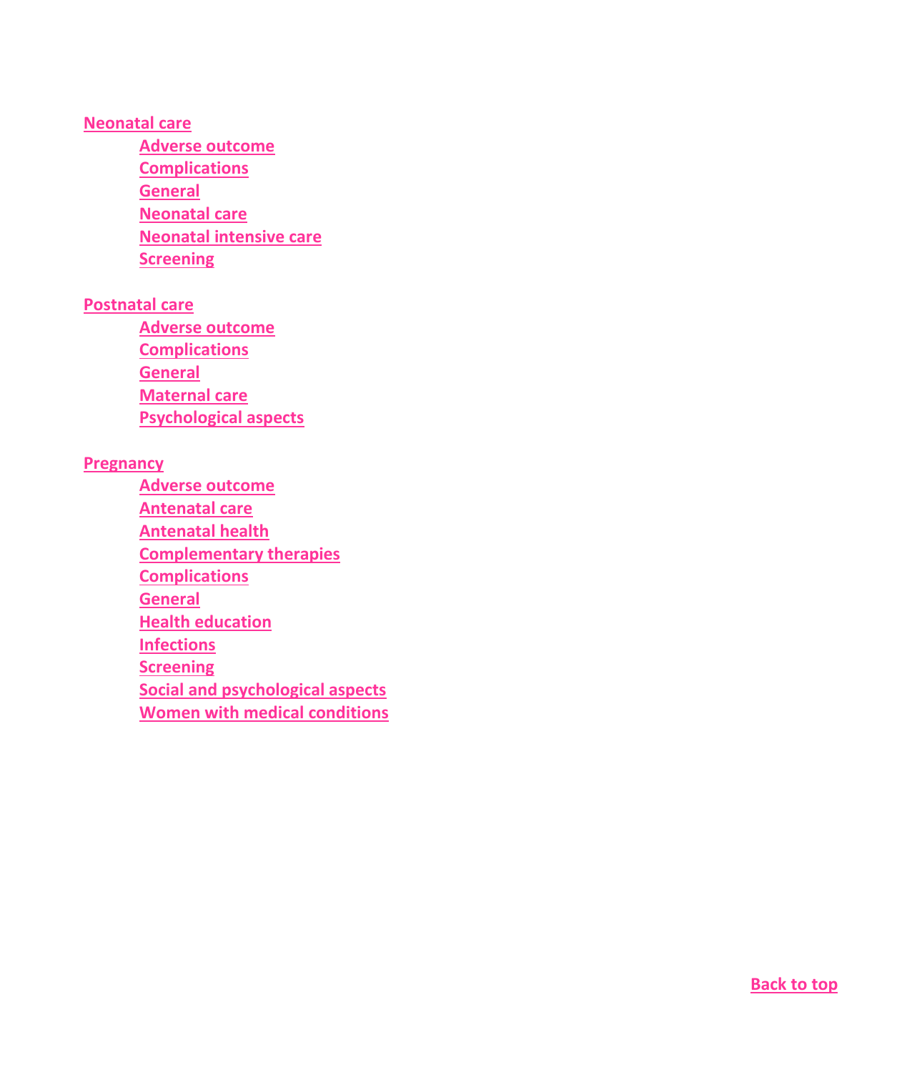Neonatal care

- Adverse outcome
- Complications
- General
- Neonatal care
- Neonatal intensive care
- Screening

Postnatal care

- Adverse outcome
- Complications
- General
- Maternal care
- Psychological aspects

Pregnancy

- Adverse outcome
- Antenatal care
- Antenatal health
- Complementary therapies
- Complications
- General
- Health education
- Infections
- Screening
- Social and psychological aspects
- Women with medical conditions

Back to top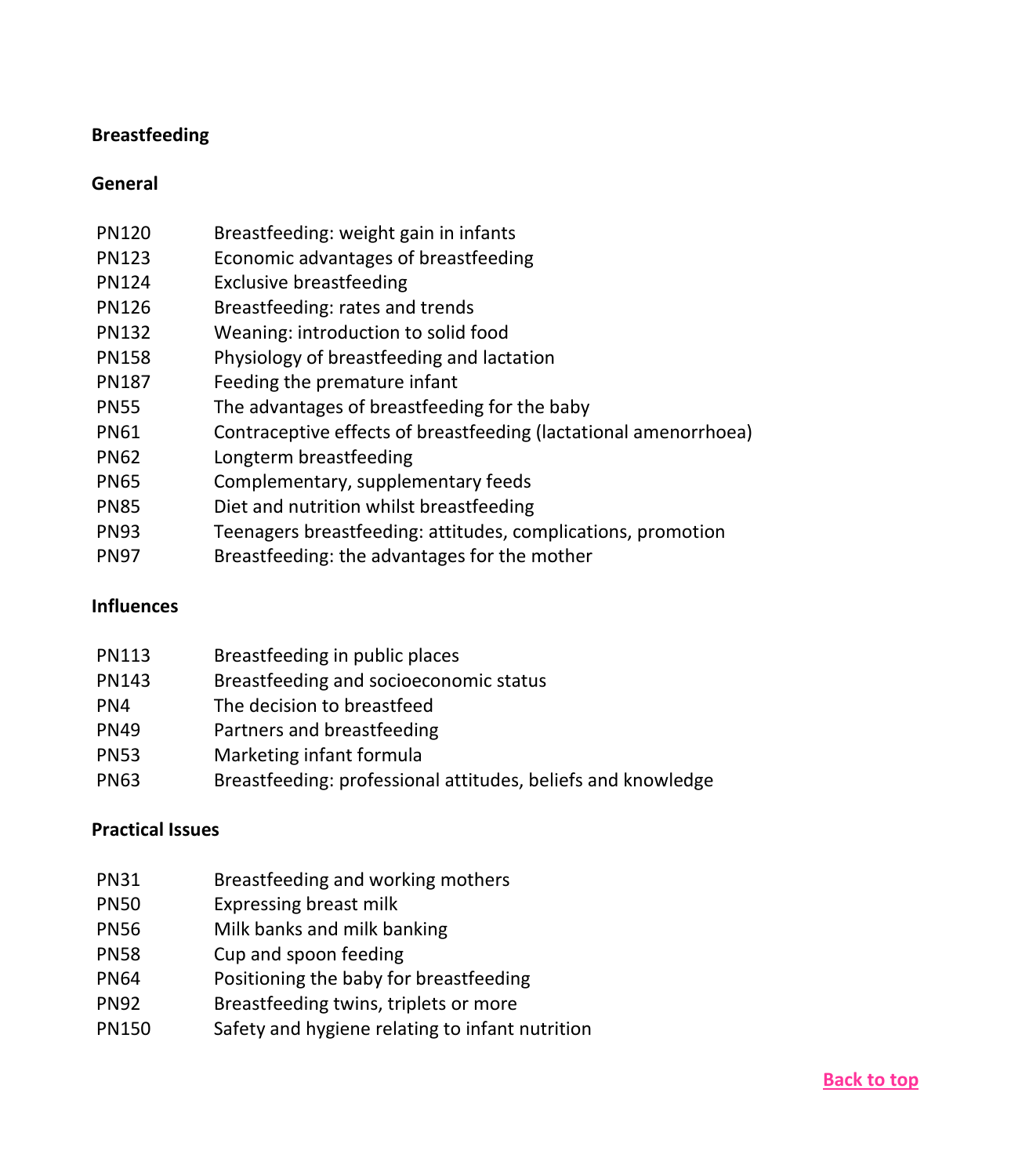## Breastfeeding

### General

| | |
|---|---|
| PN120 | Breastfeeding: weight gain in infants |
| PN123 | Economic advantages of breastfeeding |
| PN124 | Exclusive breastfeeding |
| PN126 | Breastfeeding: rates and trends |
| PN132 | Weaning: introduction to solid food |
| PN158 | Physiology of breastfeeding and lactation |
| PN187 | Feeding the premature infant |
| PN55 | The advantages of breastfeeding for the baby |
| PN61 | Contraceptive effects of breastfeeding (lactational amenorrhoea) |
| PN62 | Longterm breastfeeding |
| PN65 | Complementary, supplementary feeds |
| PN85 | Diet and nutrition whilst breastfeeding |
| PN93 | Teenagers breastfeeding: attitudes, complications, promotion |
| PN97 | Breastfeeding: the advantages for the mother |

### Influences

| | |
|---|---|
| PN113 | Breastfeeding in public places |
| PN143 | Breastfeeding and socioeconomic status |
| PN4 | The decision to breastfeed |
| PN49 | Partners and breastfeeding |
| PN53 | Marketing infant formula |
| PN63 | Breastfeeding: professional attitudes, beliefs and knowledge |

### Practical Issues

| | |
|---|---|
| PN31 | Breastfeeding and working mothers |
| PN50 | Expressing breast milk |
| PN56 | Milk banks and milk banking |
| PN58 | Cup and spoon feeding |
| PN64 | Positioning the baby for breastfeeding |
| PN92 | Breastfeeding twins, triplets or more |
| PN150 | Safety and hygiene relating to infant nutrition |

Back to top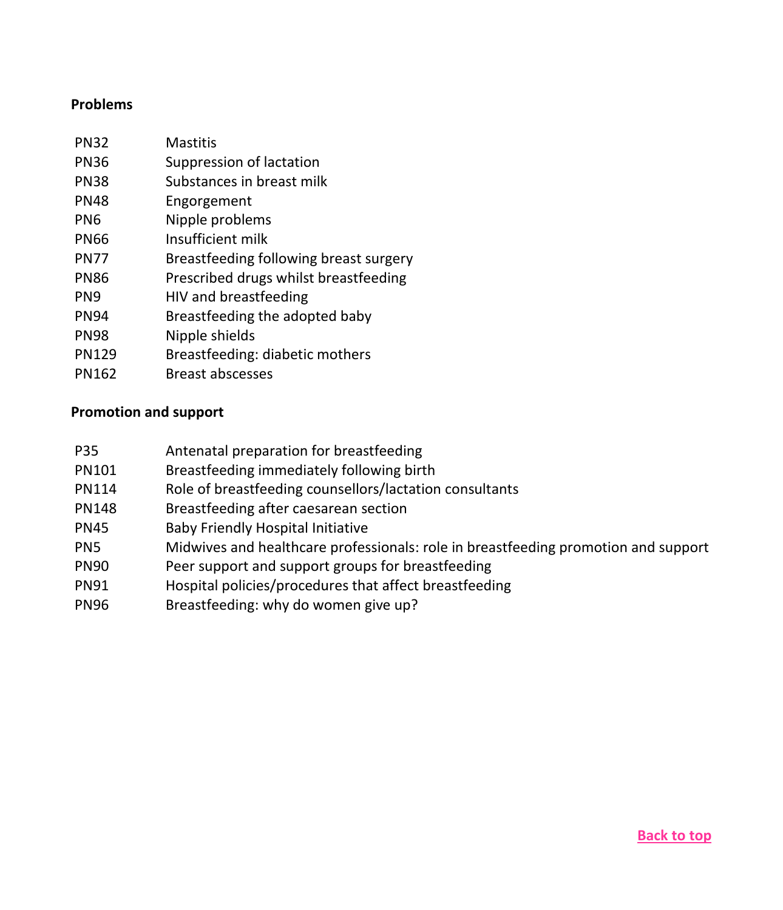**Problems**

| | |
|---|---|
| PN32 | Mastitis |
| PN36 | Suppression of lactation |
| PN38 | Substances in breast milk |
| PN48 | Engorgement |
| PN6 | Nipple problems |
| PN66 | Insufficient milk |
| PN77 | Breastfeeding following breast surgery |
| PN86 | Prescribed drugs whilst breastfeeding |
| PN9 | HIV and breastfeeding |
| PN94 | Breastfeeding the adopted baby |
| PN98 | Nipple shields |
| PN129 | Breastfeeding: diabetic mothers |
| PN162 | Breast abscesses |

**Promotion and support**

| | |
|---|---|
| P35 | Antenatal preparation for breastfeeding |
| PN101 | Breastfeeding immediately following birth |
| PN114 | Role of breastfeeding counsellors/lactation consultants |
| PN148 | Breastfeeding after caesarean section |
| PN45 | Baby Friendly Hospital Initiative |
| PN5 | Midwives and healthcare professionals: role in breastfeeding promotion and support |
| PN90 | Peer support and support groups for breastfeeding |
| PN91 | Hospital policies/procedures that affect breastfeeding |
| PN96 | Breastfeeding: why do women give up? |

Back to top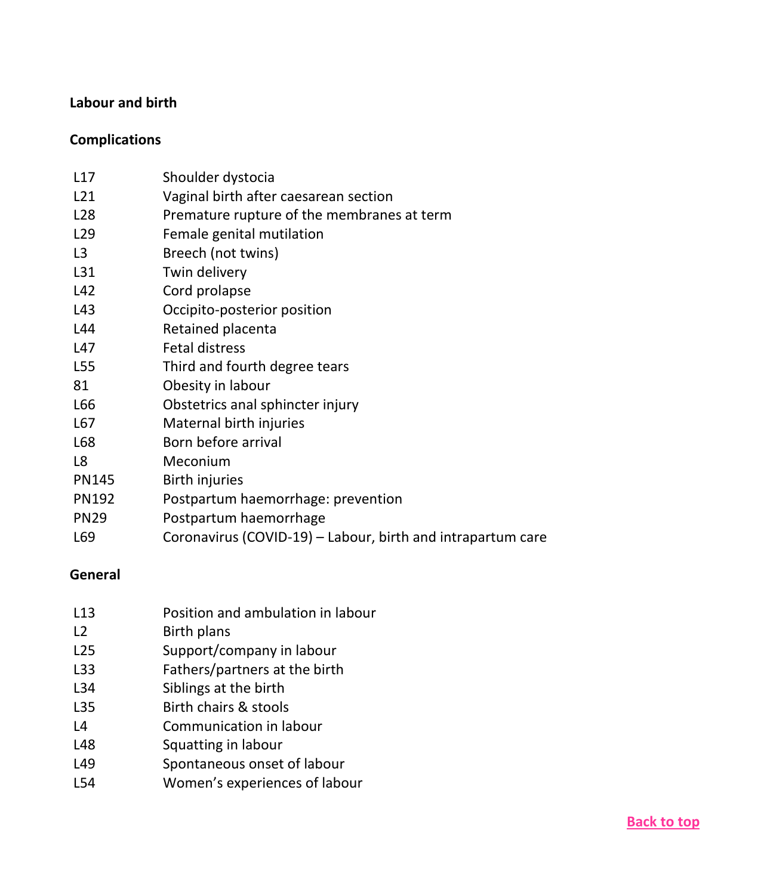**Labour and birth**

**Complications**

| | |
|---|---|
| L17 | Shoulder dystocia |
| L21 | Vaginal birth after caesarean section |
| L28 | Premature rupture of the membranes at term |
| L29 | Female genital mutilation |
| L3 | Breech (not twins) |
| L31 | Twin delivery |
| L42 | Cord prolapse |
| L43 | Occipito-posterior position |
| L44 | Retained placenta |
| L47 | Fetal distress |
| L55 | Third and fourth degree tears |
| 81 | Obesity in labour |
| L66 | Obstetrics anal sphincter injury |
| L67 | Maternal birth injuries |
| L68 | Born before arrival |
| L8 | Meconium |
| PN145 | Birth injuries |
| PN192 | Postpartum haemorrhage: prevention |
| PN29 | Postpartum haemorrhage |
| L69 | Coronavirus (COVID-19) – Labour, birth and intrapartum care |

**General**

| | |
|---|---|
| L13 | Position and ambulation in labour |
| L2 | Birth plans |
| L25 | Support/company in labour |
| L33 | Fathers/partners at the birth |
| L34 | Siblings at the birth |
| L35 | Birth chairs & stools |
| L4 | Communication in labour |
| L48 | Squatting in labour |
| L49 | Spontaneous onset of labour |
| L54 | Women's experiences of labour |

Back to top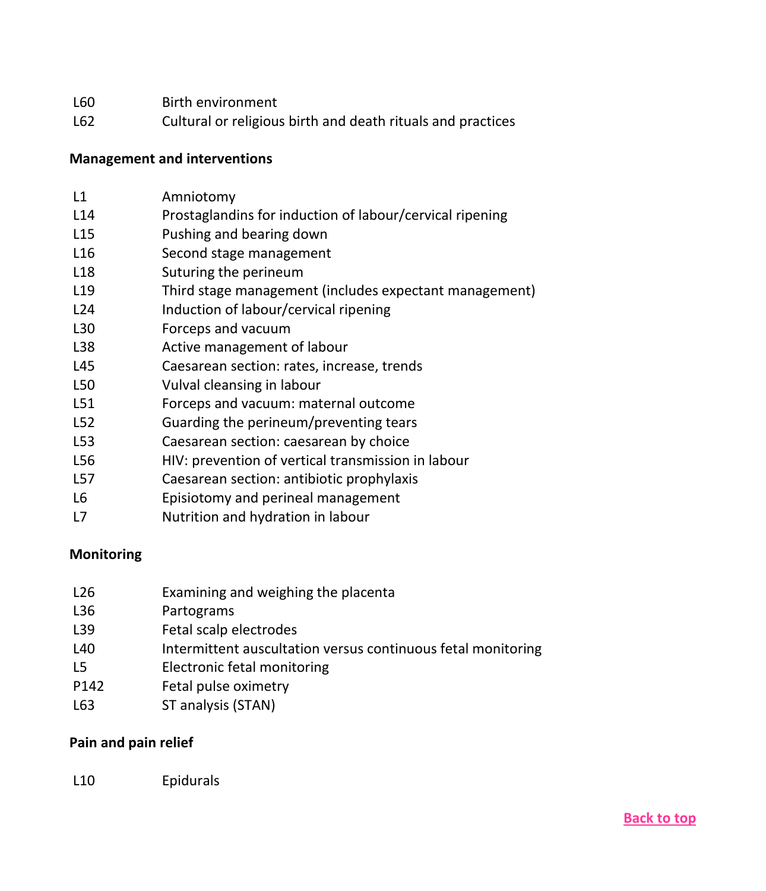L60 Birth environment
L62 Cultural or religious birth and death rituals and practices

**Management and interventions**

L1 Amniotomy
L14 Prostaglandins for induction of labour/cervical ripening
L15 Pushing and bearing down
L16 Second stage management
L18 Suturing the perineum
L19 Third stage management (includes expectant management)
L24 Induction of labour/cervical ripening
L30 Forceps and vacuum
L38 Active management of labour
L45 Caesarean section: rates, increase, trends
L50 Vulval cleansing in labour
L51 Forceps and vacuum: maternal outcome
L52 Guarding the perineum/preventing tears
L53 Caesarean section: caesarean by choice
L56 HIV: prevention of vertical transmission in labour
L57 Caesarean section: antibiotic prophylaxis
L6 Episiotomy and perineal management
L7 Nutrition and hydration in labour

**Monitoring**

L26 Examining and weighing the placenta
L36 Partograms
L39 Fetal scalp electrodes
L40 Intermittent auscultation versus continuous fetal monitoring
L5 Electronic fetal monitoring
P142 Fetal pulse oximetry
L63 ST analysis (STAN)

**Pain and pain relief**

L10 Epidurals

Back to top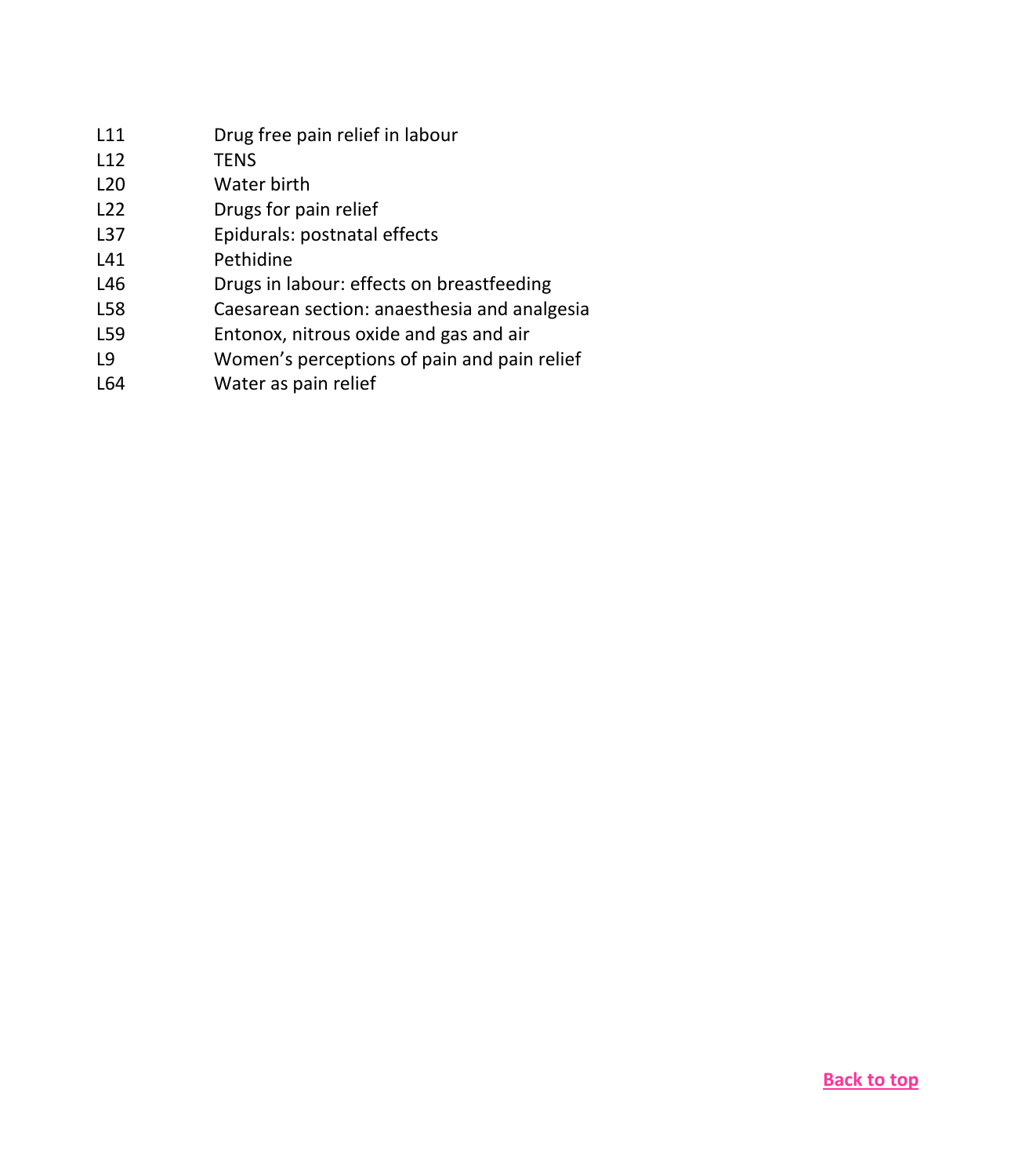| | |
|---|---|
| L11 | Drug free pain relief in labour |
| L12 | TENS |
| L20 | Water birth |
| L22 | Drugs for pain relief |
| L37 | Epidurals: postnatal effects |
| L41 | Pethidine |
| L46 | Drugs in labour: effects on breastfeeding |
| L58 | Caesarean section: anaesthesia and analgesia |
| L59 | Entonox, nitrous oxide and gas and air |
| L9 | Women's perceptions of pain and pain relief |
| L64 | Water as pain relief |

**Back to top**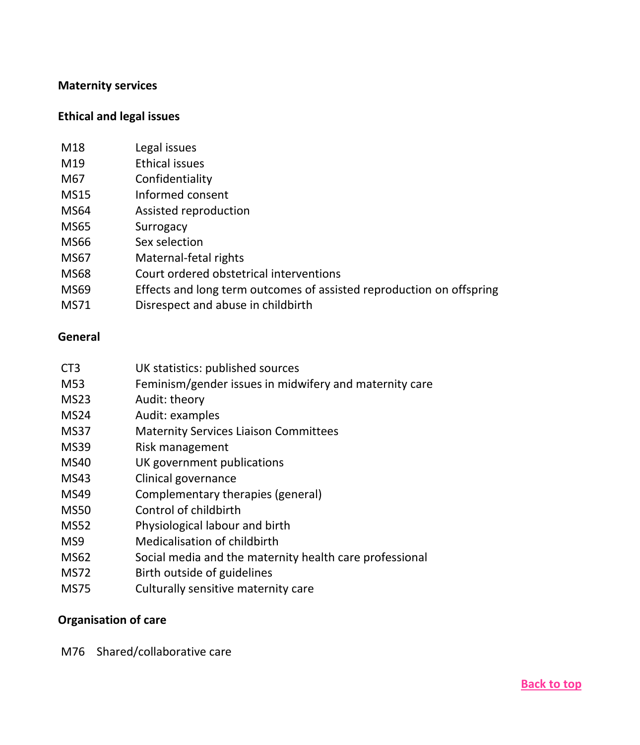## Maternity services

### Ethical and legal issues

| | |
|---|---|
| M18 | Legal issues |
| M19 | Ethical issues |
| M67 | Confidentiality |
| MS15 | Informed consent |
| MS64 | Assisted reproduction |
| MS65 | Surrogacy |
| MS66 | Sex selection |
| MS67 | Maternal-fetal rights |
| MS68 | Court ordered obstetrical interventions |
| MS69 | Effects and long term outcomes of assisted reproduction on offspring |
| MS71 | Disrespect and abuse in childbirth |

### General

| | |
|---|---|
| CT3 | UK statistics: published sources |
| M53 | Feminism/gender issues in midwifery and maternity care |
| MS23 | Audit: theory |
| MS24 | Audit: examples |
| MS37 | Maternity Services Liaison Committees |
| MS39 | Risk management |
| MS40 | UK government publications |
| MS43 | Clinical governance |
| MS49 | Complementary therapies (general) |
| MS50 | Control of childbirth |
| MS52 | Physiological labour and birth |
| MS9 | Medicalisation of childbirth |
| MS62 | Social media and the maternity health care professional |
| MS72 | Birth outside of guidelines |
| MS75 | Culturally sensitive maternity care |

### Organisation of care

M76 Shared/collaborative care

Back to top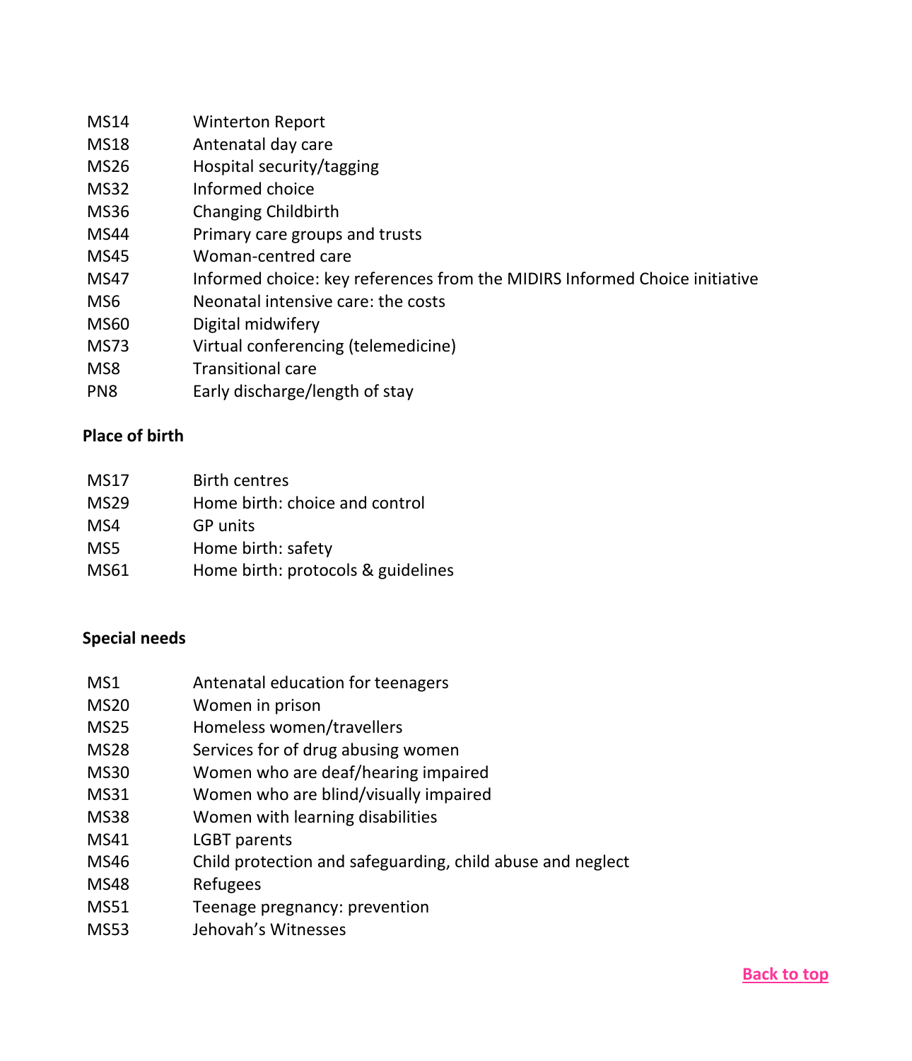| | |
|---|---|
| MS14 | Winterton Report |
| MS18 | Antenatal day care |
| MS26 | Hospital security/tagging |
| MS32 | Informed choice |
| MS36 | Changing Childbirth |
| MS44 | Primary care groups and trusts |
| MS45 | Woman-centred care |
| MS47 | Informed choice: key references from the MIDIRS Informed Choice initiative |
| MS6 | Neonatal intensive care: the costs |
| MS60 | Digital midwifery |
| MS73 | Virtual conferencing (telemedicine) |
| MS8 | Transitional care |
| PN8 | Early discharge/length of stay |

**Place of birth**

| | |
|---|---|
| MS17 | Birth centres |
| MS29 | Home birth: choice and control |
| MS4 | GP units |
| MS5 | Home birth: safety |
| MS61 | Home birth: protocols & guidelines |

**Special needs**

| | |
|---|---|
| MS1 | Antenatal education for teenagers |
| MS20 | Women in prison |
| MS25 | Homeless women/travellers |
| MS28 | Services for of drug abusing women |
| MS30 | Women who are deaf/hearing impaired |
| MS31 | Women who are blind/visually impaired |
| MS38 | Women with learning disabilities |
| MS41 | LGBT parents |
| MS46 | Child protection and safeguarding, child abuse and neglect |
| MS48 | Refugees |
| MS51 | Teenage pregnancy: prevention |
| MS53 | Jehovah's Witnesses |

Back to top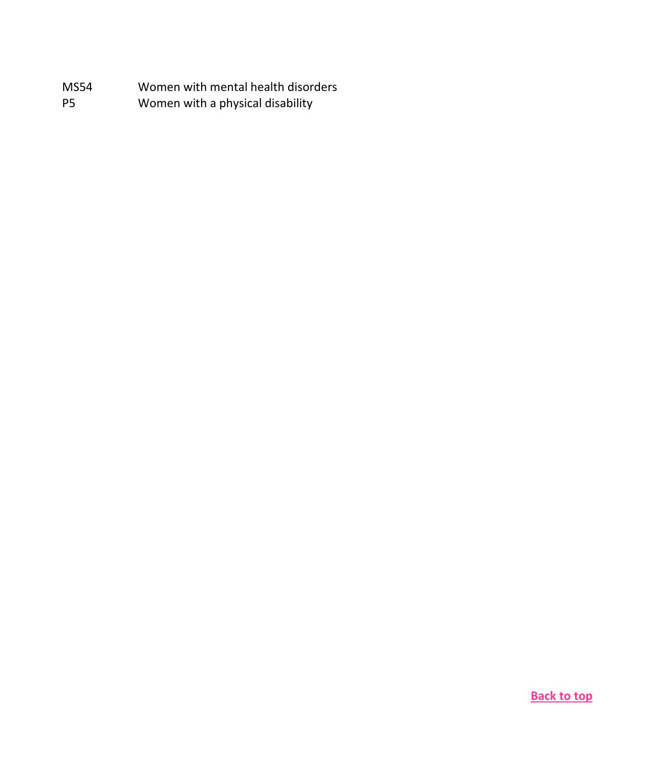| | |
|---|---|
| MS54 | Women with mental health disorders |
| P5 | Women with a physical disability |

Back to top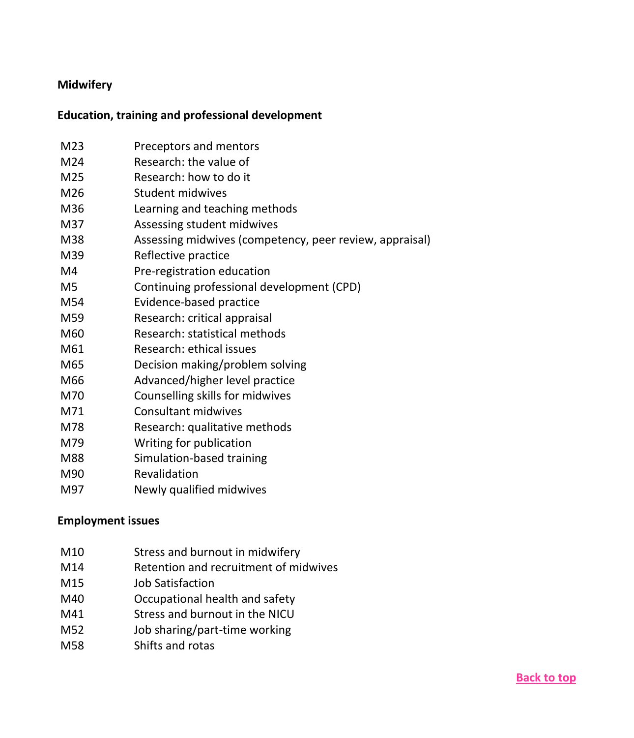## Midwifery

### Education, training and professional development

| | |
|---|---|
| M23 | Preceptors and mentors |
| M24 | Research: the value of |
| M25 | Research: how to do it |
| M26 | Student midwives |
| M36 | Learning and teaching methods |
| M37 | Assessing student midwives |
| M38 | Assessing midwives (competency, peer review, appraisal) |
| M39 | Reflective practice |
| M4 | Pre-registration education |
| M5 | Continuing professional development (CPD) |
| M54 | Evidence-based practice |
| M59 | Research: critical appraisal |
| M60 | Research: statistical methods |
| M61 | Research: ethical issues |
| M65 | Decision making/problem solving |
| M66 | Advanced/higher level practice |
| M70 | Counselling skills for midwives |
| M71 | Consultant midwives |
| M78 | Research: qualitative methods |
| M79 | Writing for publication |
| M88 | Simulation-based training |
| M90 | Revalidation |
| M97 | Newly qualified midwives |

### Employment issues

| | |
|---|---|
| M10 | Stress and burnout in midwifery |
| M14 | Retention and recruitment of midwives |
| M15 | Job Satisfaction |
| M40 | Occupational health and safety |
| M41 | Stress and burnout in the NICU |
| M52 | Job sharing/part-time working |
| M58 | Shifts and rotas |

Back to top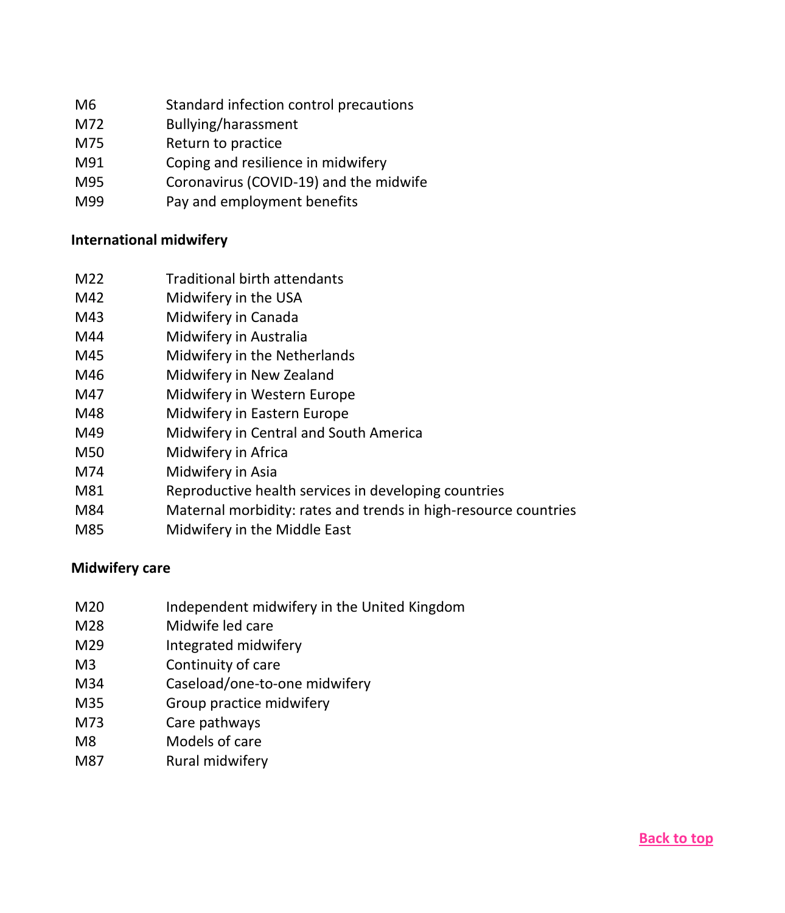| | |
|---|---|
| M6 | Standard infection control precautions |
| M72 | Bullying/harassment |
| M75 | Return to practice |
| M91 | Coping and resilience in midwifery |
| M95 | Coronavirus (COVID-19) and the midwife |
| M99 | Pay and employment benefits |

**International midwifery**

| | |
|---|---|
| M22 | Traditional birth attendants |
| M42 | Midwifery in the USA |
| M43 | Midwifery in Canada |
| M44 | Midwifery in Australia |
| M45 | Midwifery in the Netherlands |
| M46 | Midwifery in New Zealand |
| M47 | Midwifery in Western Europe |
| M48 | Midwifery in Eastern Europe |
| M49 | Midwifery in Central and South America |
| M50 | Midwifery in Africa |
| M74 | Midwifery in Asia |
| M81 | Reproductive health services in developing countries |
| M84 | Maternal morbidity: rates and trends in high-resource countries |
| M85 | Midwifery in the Middle East |

**Midwifery care**

| | |
|---|---|
| M20 | Independent midwifery in the United Kingdom |
| M28 | Midwife led care |
| M29 | Integrated midwifery |
| M3 | Continuity of care |
| M34 | Caseload/one-to-one midwifery |
| M35 | Group practice midwifery |
| M73 | Care pathways |
| M8 | Models of care |
| M87 | Rural midwifery |

Back to top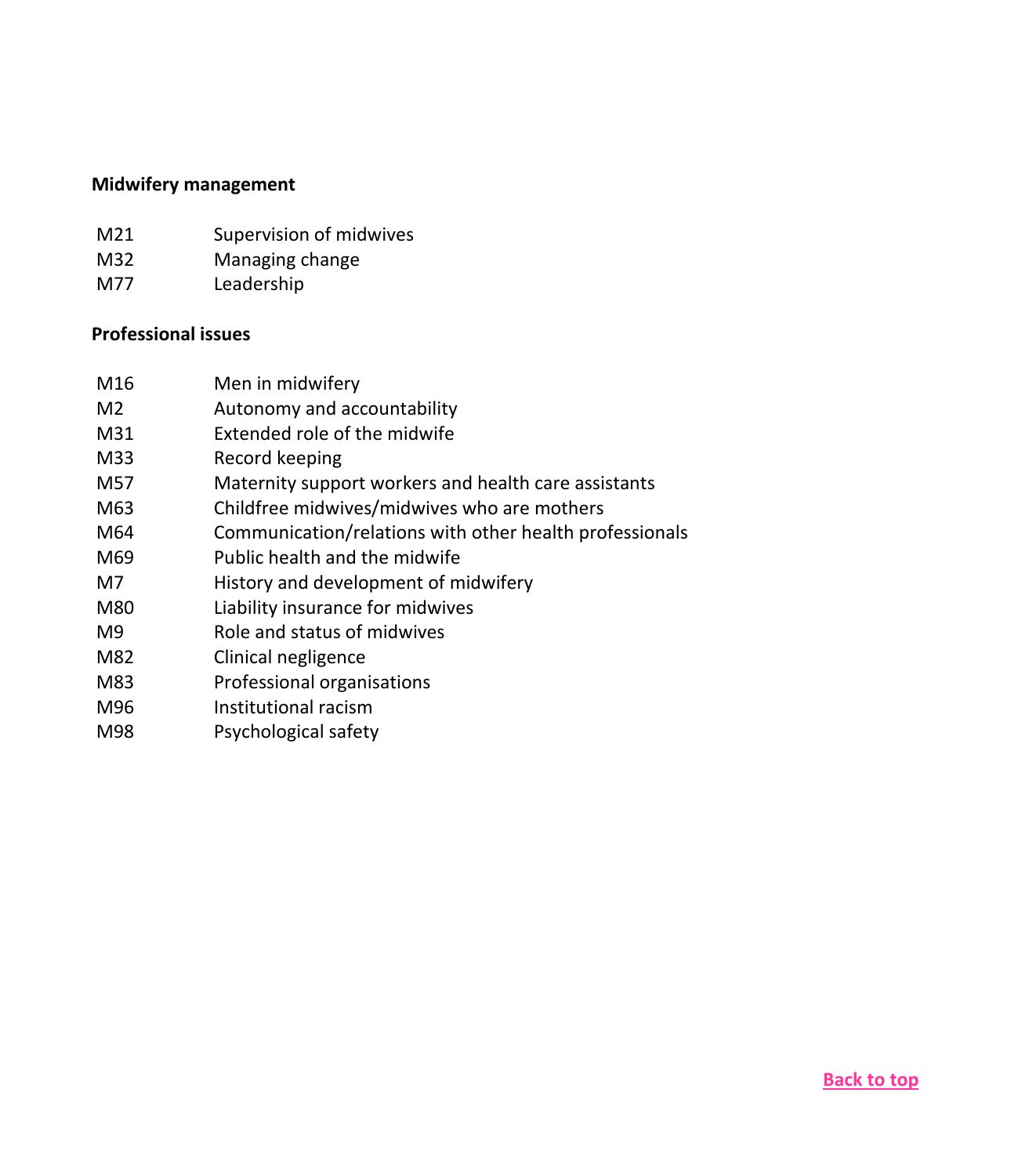**Midwifery management**

| | |
|---|---|
| M21 | Supervision of midwives |
| M32 | Managing change |
| M77 | Leadership |

**Professional issues**

| | |
|---|---|
| M16 | Men in midwifery |
| M2 | Autonomy and accountability |
| M31 | Extended role of the midwife |
| M33 | Record keeping |
| M57 | Maternity support workers and health care assistants |
| M63 | Childfree midwives/midwives who are mothers |
| M64 | Communication/relations with other health professionals |
| M69 | Public health and the midwife |
| M7 | History and development of midwifery |
| M80 | Liability insurance for midwives |
| M9 | Role and status of midwives |
| M82 | Clinical negligence |
| M83 | Professional organisations |
| M96 | Institutional racism |
| M98 | Psychological safety |

Back to top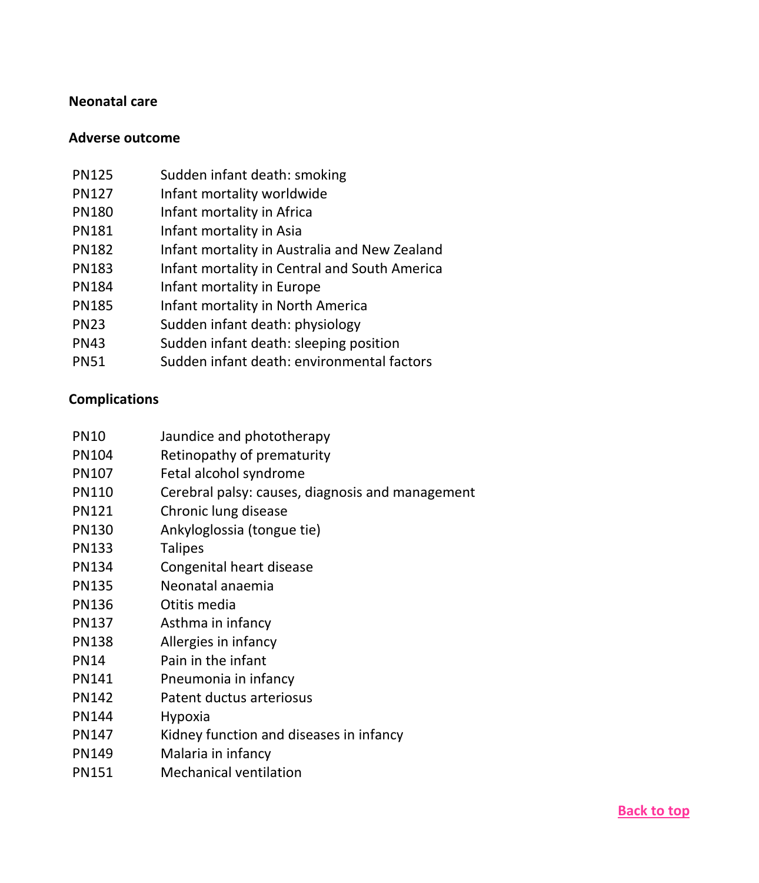## Neonatal care

### Adverse outcome

| | |
|---|---|
| PN125 | Sudden infant death: smoking |
| PN127 | Infant mortality worldwide |
| PN180 | Infant mortality in Africa |
| PN181 | Infant mortality in Asia |
| PN182 | Infant mortality in Australia and New Zealand |
| PN183 | Infant mortality in Central and South America |
| PN184 | Infant mortality in Europe |
| PN185 | Infant mortality in North America |
| PN23 | Sudden infant death: physiology |
| PN43 | Sudden infant death: sleeping position |
| PN51 | Sudden infant death: environmental factors |

### Complications

| | |
|---|---|
| PN10 | Jaundice and phototherapy |
| PN104 | Retinopathy of prematurity |
| PN107 | Fetal alcohol syndrome |
| PN110 | Cerebral palsy: causes, diagnosis and management |
| PN121 | Chronic lung disease |
| PN130 | Ankyloglossia (tongue tie) |
| PN133 | Talipes |
| PN134 | Congenital heart disease |
| PN135 | Neonatal anaemia |
| PN136 | Otitis media |
| PN137 | Asthma in infancy |
| PN138 | Allergies in infancy |
| PN14 | Pain in the infant |
| PN141 | Pneumonia in infancy |
| PN142 | Patent ductus arteriosus |
| PN144 | Hypoxia |
| PN147 | Kidney function and diseases in infancy |
| PN149 | Malaria in infancy |
| PN151 | Mechanical ventilation |

Back to top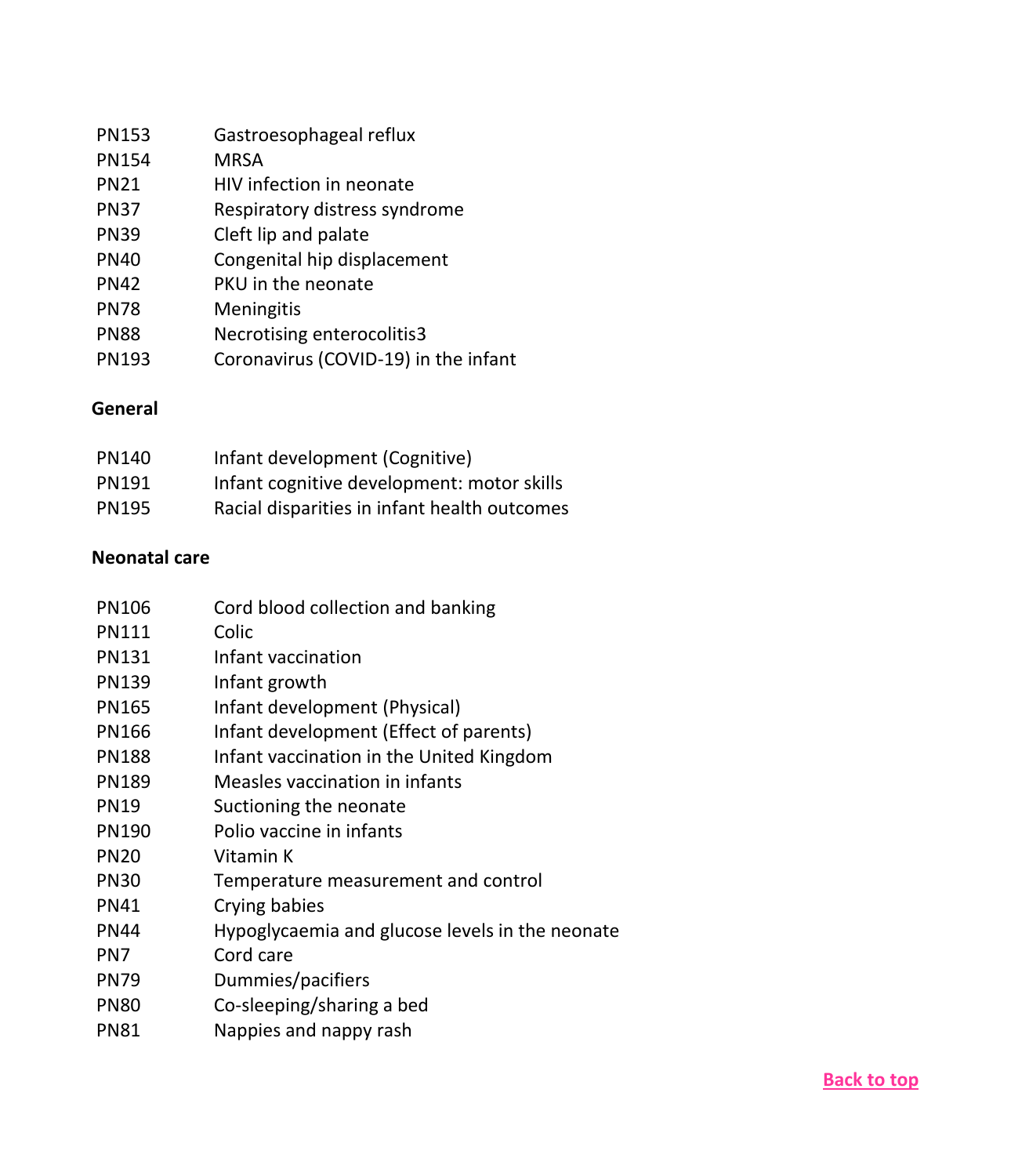| | |
|---|---|
| PN153 | Gastroesophageal reflux |
| PN154 | MRSA |
| PN21 | HIV infection in neonate |
| PN37 | Respiratory distress syndrome |
| PN39 | Cleft lip and palate |
| PN40 | Congenital hip displacement |
| PN42 | PKU in the neonate |
| PN78 | Meningitis |
| PN88 | Necrotising enterocolitis3 |
| PN193 | Coronavirus (COVID-19) in the infant |

**General**

| | |
|---|---|
| PN140 | Infant development (Cognitive) |
| PN191 | Infant cognitive development: motor skills |
| PN195 | Racial disparities in infant health outcomes |

**Neonatal care**

| | |
|---|---|
| PN106 | Cord blood collection and banking |
| PN111 | Colic |
| PN131 | Infant vaccination |
| PN139 | Infant growth |
| PN165 | Infant development (Physical) |
| PN166 | Infant development (Effect of parents) |
| PN188 | Infant vaccination in the United Kingdom |
| PN189 | Measles vaccination in infants |
| PN19 | Suctioning the neonate |
| PN190 | Polio vaccine in infants |
| PN20 | Vitamin K |
| PN30 | Temperature measurement and control |
| PN41 | Crying babies |
| PN44 | Hypoglycaemia and glucose levels in the neonate |
| PN7 | Cord care |
| PN79 | Dummies/pacifiers |
| PN80 | Co-sleeping/sharing a bed |
| PN81 | Nappies and nappy rash |

Back to top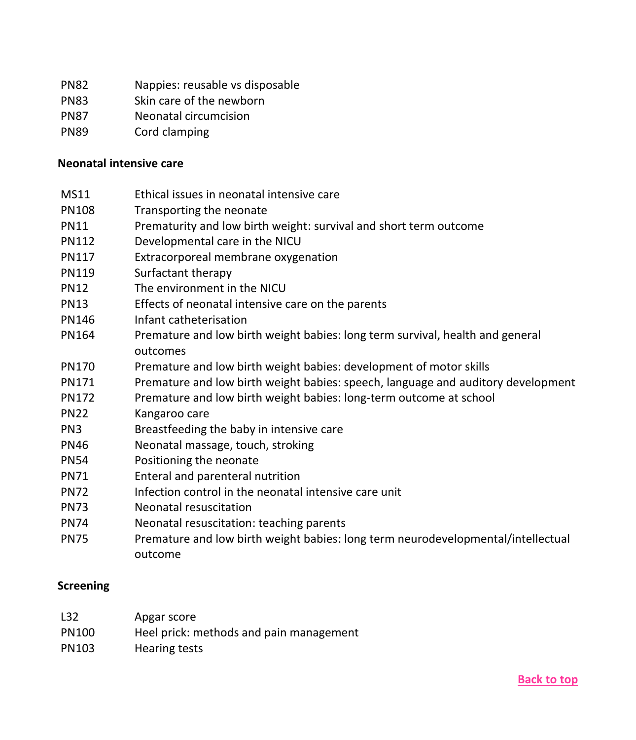| | |
|---|---|
| PN82 | Nappies: reusable vs disposable |
| PN83 | Skin care of the newborn |
| PN87 | Neonatal circumcision |
| PN89 | Cord clamping |

**Neonatal intensive care**

| | |
|---|---|
| MS11 | Ethical issues in neonatal intensive care |
| PN108 | Transporting the neonate |
| PN11 | Prematurity and low birth weight: survival and short term outcome |
| PN112 | Developmental care in the NICU |
| PN117 | Extracorporeal membrane oxygenation |
| PN119 | Surfactant therapy |
| PN12 | The environment in the NICU |
| PN13 | Effects of neonatal intensive care on the parents |
| PN146 | Infant catheterisation |
| PN164 | Premature and low birth weight babies: long term survival, health and general outcomes |
| PN170 | Premature and low birth weight babies: development of motor skills |
| PN171 | Premature and low birth weight babies: speech, language and auditory development |
| PN172 | Premature and low birth weight babies: long-term outcome at school |
| PN22 | Kangaroo care |
| PN3 | Breastfeeding the baby in intensive care |
| PN46 | Neonatal massage, touch, stroking |
| PN54 | Positioning the neonate |
| PN71 | Enteral and parenteral nutrition |
| PN72 | Infection control in the neonatal intensive care unit |
| PN73 | Neonatal resuscitation |
| PN74 | Neonatal resuscitation: teaching parents |
| PN75 | Premature and low birth weight babies: long term neurodevelopmental/intellectual outcome |

**Screening**

| | |
|---|---|
| L32 | Apgar score |
| PN100 | Heel prick: methods and pain management |
| PN103 | Hearing tests |

[Back to top]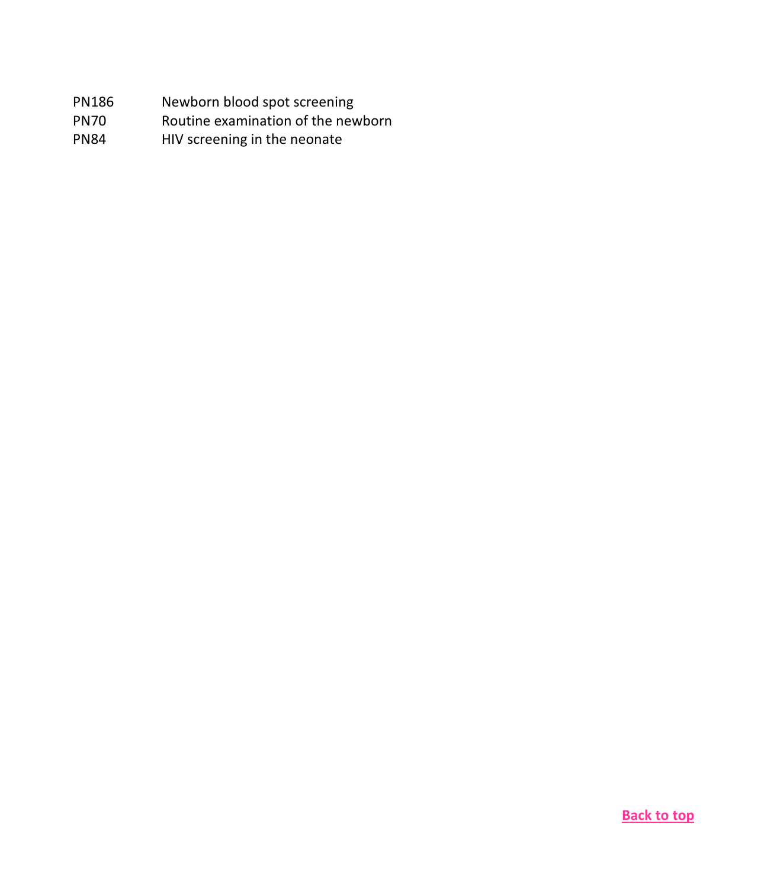| | |
|---|---|
| PN186 | Newborn blood spot screening |
| PN70 | Routine examination of the newborn |
| PN84 | HIV screening in the neonate |

**Back to top**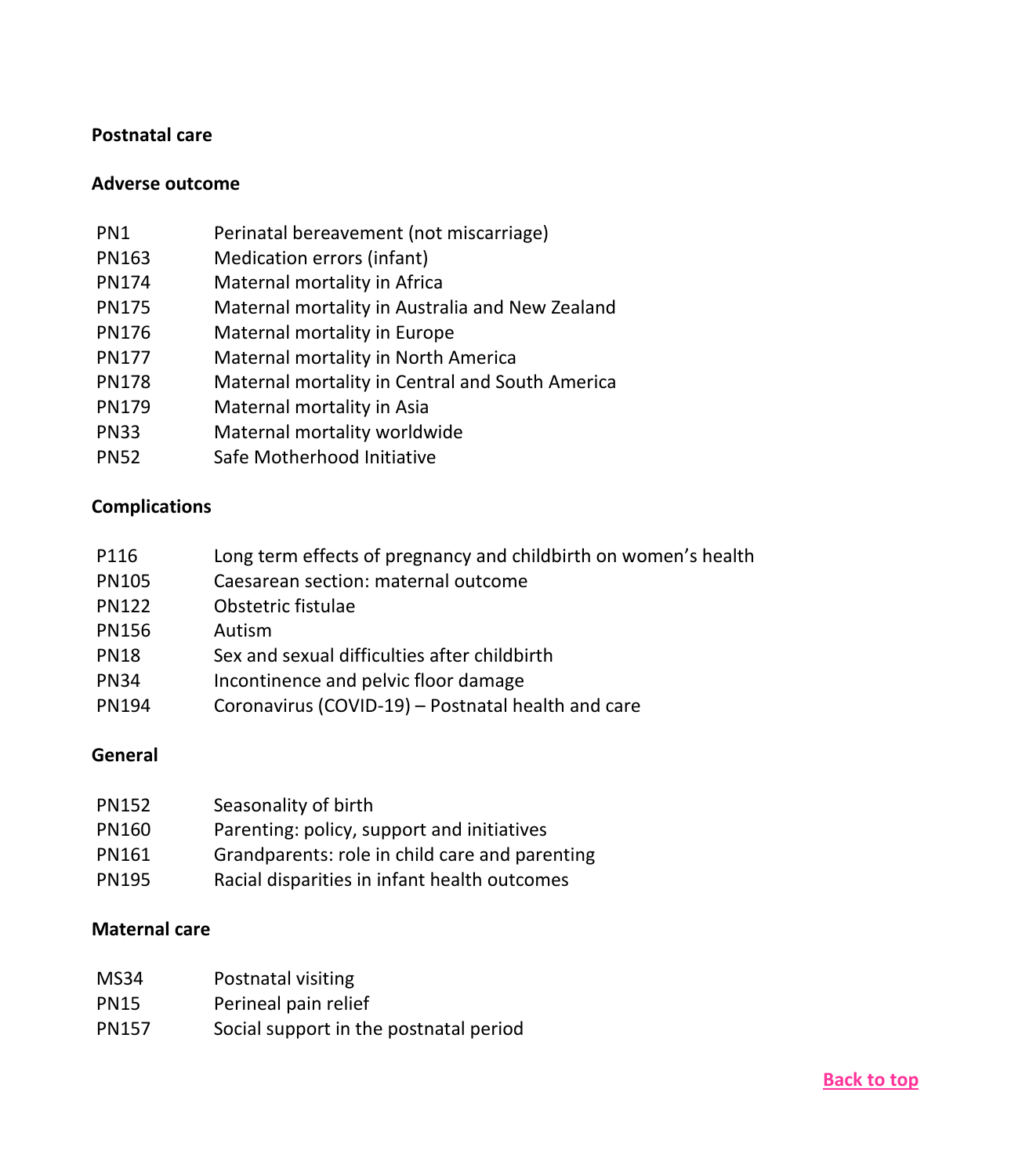## Postnatal care

### Adverse outcome

| | |
|---|---|
| PN1 | Perinatal bereavement (not miscarriage) |
| PN163 | Medication errors (infant) |
| PN174 | Maternal mortality in Africa |
| PN175 | Maternal mortality in Australia and New Zealand |
| PN176 | Maternal mortality in Europe |
| PN177 | Maternal mortality in North America |
| PN178 | Maternal mortality in Central and South America |
| PN179 | Maternal mortality in Asia |
| PN33 | Maternal mortality worldwide |
| PN52 | Safe Motherhood Initiative |

### Complications

| | |
|---|---|
| P116 | Long term effects of pregnancy and childbirth on women's health |
| PN105 | Caesarean section: maternal outcome |
| PN122 | Obstetric fistulae |
| PN156 | Autism |
| PN18 | Sex and sexual difficulties after childbirth |
| PN34 | Incontinence and pelvic floor damage |
| PN194 | Coronavirus (COVID-19) – Postnatal health and care |

### General

| | |
|---|---|
| PN152 | Seasonality of birth |
| PN160 | Parenting: policy, support and initiatives |
| PN161 | Grandparents: role in child care and parenting |
| PN195 | Racial disparities in infant health outcomes |

### Maternal care

| | |
|---|---|
| MS34 | Postnatal visiting |
| PN15 | Perineal pain relief |
| PN157 | Social support in the postnatal period |

Back to top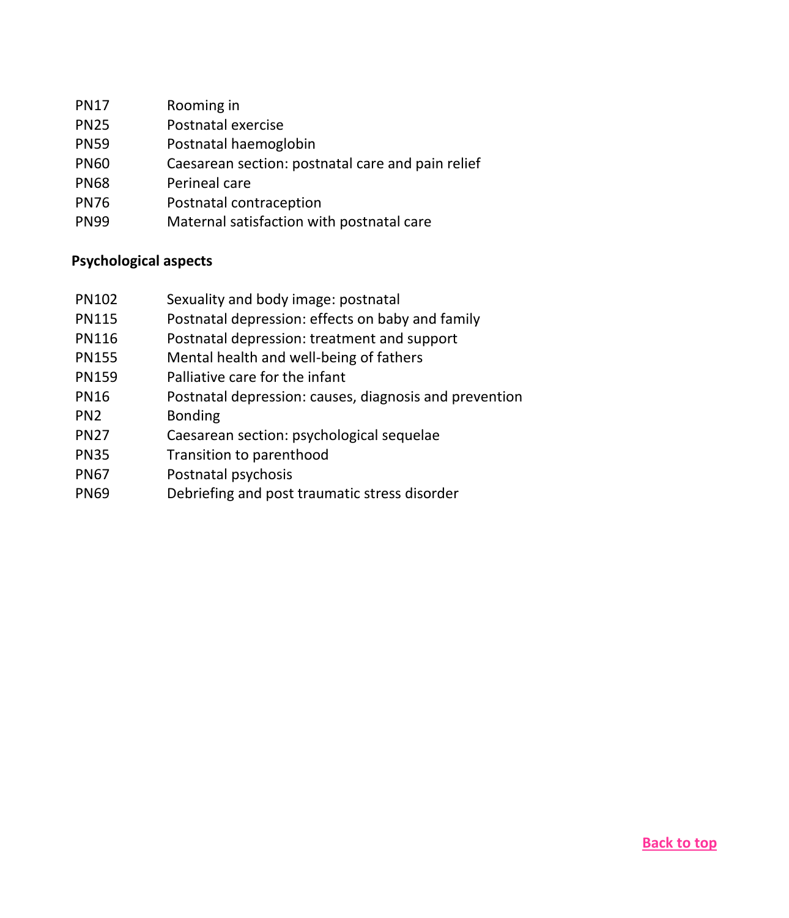| | |
|---|---|
| PN17 | Rooming in |
| PN25 | Postnatal exercise |
| PN59 | Postnatal haemoglobin |
| PN60 | Caesarean section: postnatal care and pain relief |
| PN68 | Perineal care |
| PN76 | Postnatal contraception |
| PN99 | Maternal satisfaction with postnatal care |

**Psychological aspects**

| | |
|---|---|
| PN102 | Sexuality and body image: postnatal |
| PN115 | Postnatal depression: effects on baby and family |
| PN116 | Postnatal depression: treatment and support |
| PN155 | Mental health and well-being of fathers |
| PN159 | Palliative care for the infant |
| PN16 | Postnatal depression: causes, diagnosis and prevention |
| PN2 | Bonding |
| PN27 | Caesarean section: psychological sequelae |
| PN35 | Transition to parenthood |
| PN67 | Postnatal psychosis |
| PN69 | Debriefing and post traumatic stress disorder |

Back to top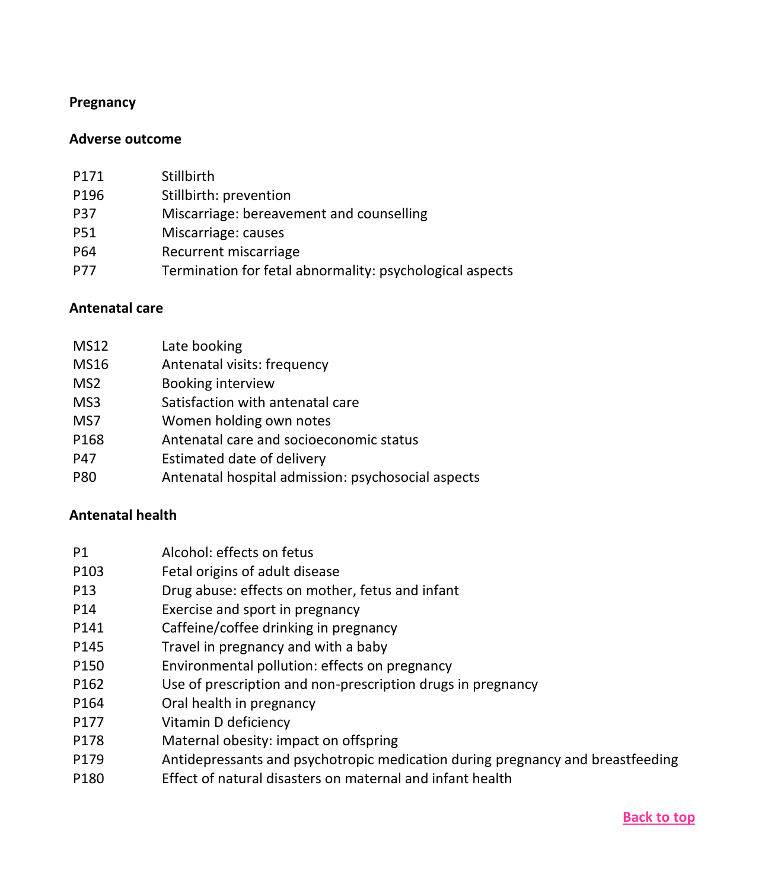## Pregnancy

### Adverse outcome

| | |
|---|---|
| P171 | Stillbirth |
| P196 | Stillbirth: prevention |
| P37 | Miscarriage: bereavement and counselling |
| P51 | Miscarriage: causes |
| P64 | Recurrent miscarriage |
| P77 | Termination for fetal abnormality: psychological aspects |

### Antenatal care

| | |
|---|---|
| MS12 | Late booking |
| MS16 | Antenatal visits: frequency |
| MS2 | Booking interview |
| MS3 | Satisfaction with antenatal care |
| MS7 | Women holding own notes |
| P168 | Antenatal care and socioeconomic status |
| P47 | Estimated date of delivery |
| P80 | Antenatal hospital admission: psychosocial aspects |

### Antenatal health

| | |
|---|---|
| P1 | Alcohol: effects on fetus |
| P103 | Fetal origins of adult disease |
| P13 | Drug abuse: effects on mother, fetus and infant |
| P14 | Exercise and sport in pregnancy |
| P141 | Caffeine/coffee drinking in pregnancy |
| P145 | Travel in pregnancy and with a baby |
| P150 | Environmental pollution: effects on pregnancy |
| P162 | Use of prescription and non-prescription drugs in pregnancy |
| P164 | Oral health in pregnancy |
| P177 | Vitamin D deficiency |
| P178 | Maternal obesity: impact on offspring |
| P179 | Antidepressants and psychotropic medication during pregnancy and breastfeeding |
| P180 | Effect of natural disasters on maternal and infant health |

Back to top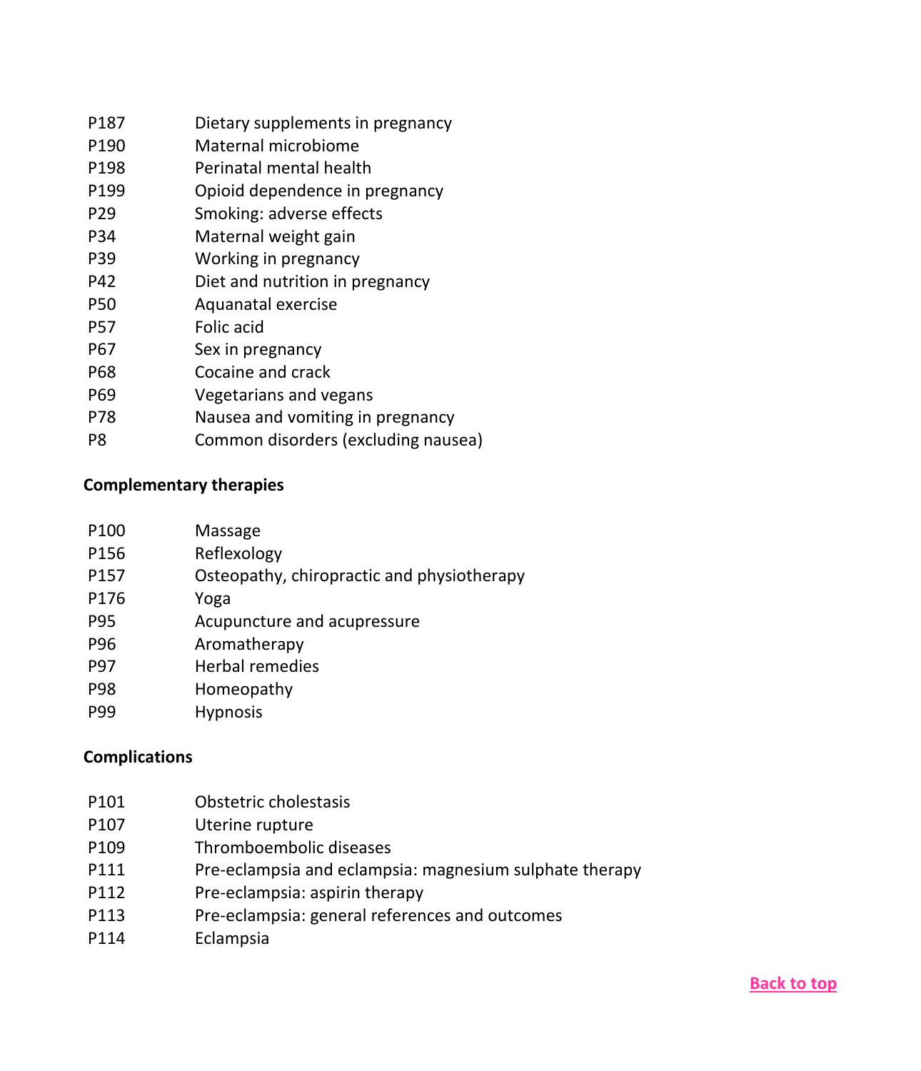| | |
|---|---|
| P187 | Dietary supplements in pregnancy |
| P190 | Maternal microbiome |
| P198 | Perinatal mental health |
| P199 | Opioid dependence in pregnancy |
| P29 | Smoking: adverse effects |
| P34 | Maternal weight gain |
| P39 | Working in pregnancy |
| P42 | Diet and nutrition in pregnancy |
| P50 | Aquanatal exercise |
| P57 | Folic acid |
| P67 | Sex in pregnancy |
| P68 | Cocaine and crack |
| P69 | Vegetarians and vegans |
| P78 | Nausea and vomiting in pregnancy |
| P8 | Common disorders (excluding nausea) |

**Complementary therapies**

| | |
|---|---|
| P100 | Massage |
| P156 | Reflexology |
| P157 | Osteopathy, chiropractic and physiotherapy |
| P176 | Yoga |
| P95 | Acupuncture and acupressure |
| P96 | Aromatherapy |
| P97 | Herbal remedies |
| P98 | Homeopathy |
| P99 | Hypnosis |

**Complications**

| | |
|---|---|
| P101 | Obstetric cholestasis |
| P107 | Uterine rupture |
| P109 | Thromboembolic diseases |
| P111 | Pre-eclampsia and eclampsia: magnesium sulphate therapy |
| P112 | Pre-eclampsia: aspirin therapy |
| P113 | Pre-eclampsia: general references and outcomes |
| P114 | Eclampsia |

Back to top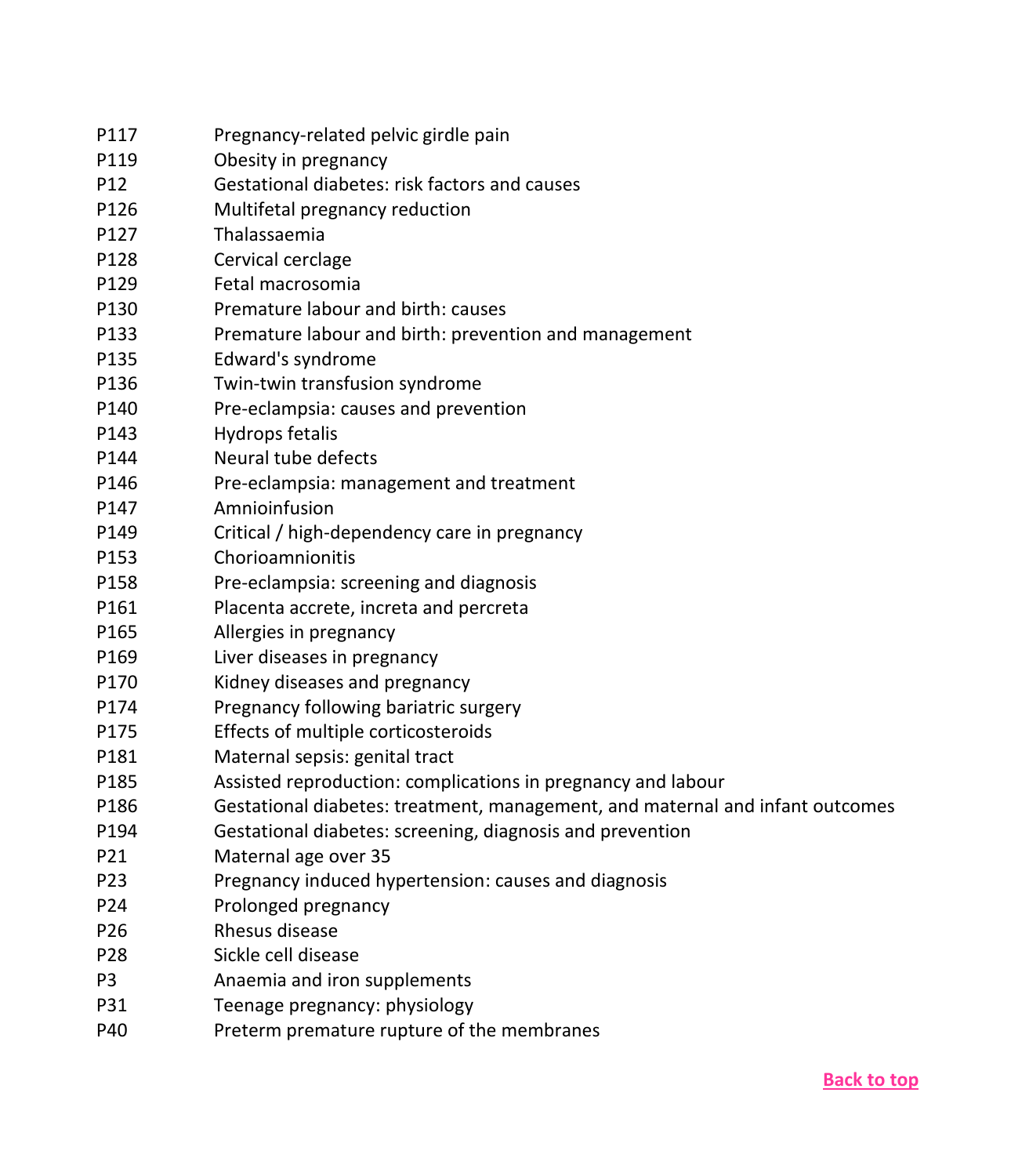| | |
|---|---|
| P117 | Pregnancy-related pelvic girdle pain |
| P119 | Obesity in pregnancy |
| P12 | Gestational diabetes: risk factors and causes |
| P126 | Multifetal pregnancy reduction |
| P127 | Thalassaemia |
| P128 | Cervical cerclage |
| P129 | Fetal macrosomia |
| P130 | Premature labour and birth: causes |
| P133 | Premature labour and birth: prevention and management |
| P135 | Edward's syndrome |
| P136 | Twin-twin transfusion syndrome |
| P140 | Pre-eclampsia: causes and prevention |
| P143 | Hydrops fetalis |
| P144 | Neural tube defects |
| P146 | Pre-eclampsia: management and treatment |
| P147 | Amnioinfusion |
| P149 | Critical / high-dependency care in pregnancy |
| P153 | Chorioamnionitis |
| P158 | Pre-eclampsia: screening and diagnosis |
| P161 | Placenta accrete, increta and percreta |
| P165 | Allergies in pregnancy |
| P169 | Liver diseases in pregnancy |
| P170 | Kidney diseases and pregnancy |
| P174 | Pregnancy following bariatric surgery |
| P175 | Effects of multiple corticosteroids |
| P181 | Maternal sepsis: genital tract |
| P185 | Assisted reproduction: complications in pregnancy and labour |
| P186 | Gestational diabetes: treatment, management, and maternal and infant outcomes |
| P194 | Gestational diabetes: screening, diagnosis and prevention |
| P21 | Maternal age over 35 |
| P23 | Pregnancy induced hypertension: causes and diagnosis |
| P24 | Prolonged pregnancy |
| P26 | Rhesus disease |
| P28 | Sickle cell disease |
| P3 | Anaemia and iron supplements |
| P31 | Teenage pregnancy: physiology |
| P40 | Preterm premature rupture of the membranes |

Back to top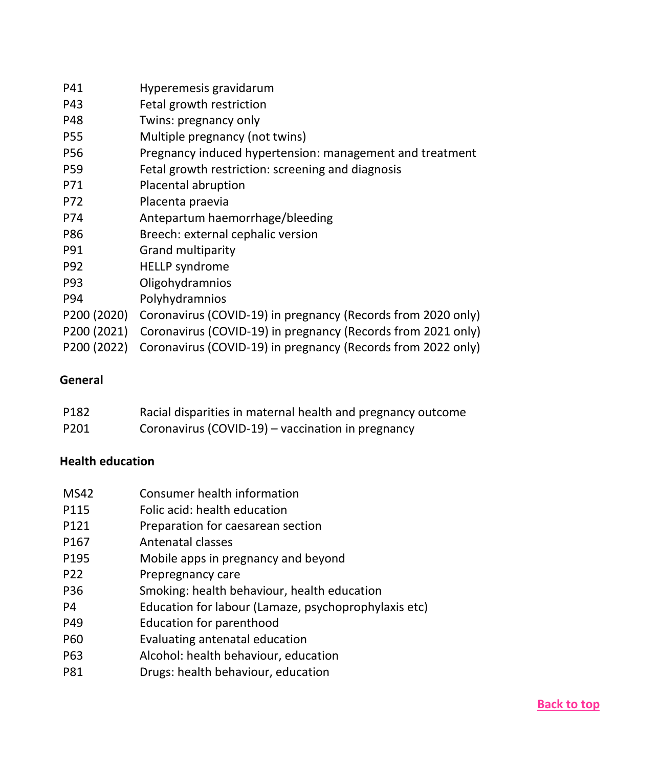| | |
|---|---|
| P41 | Hyperemesis gravidarum |
| P43 | Fetal growth restriction |
| P48 | Twins: pregnancy only |
| P55 | Multiple pregnancy (not twins) |
| P56 | Pregnancy induced hypertension: management and treatment |
| P59 | Fetal growth restriction: screening and diagnosis |
| P71 | Placental abruption |
| P72 | Placenta praevia |
| P74 | Antepartum haemorrhage/bleeding |
| P86 | Breech: external cephalic version |
| P91 | Grand multiparity |
| P92 | HELLP syndrome |
| P93 | Oligohydramnios |
| P94 | Polyhydramnios |
| P200 (2020) | Coronavirus (COVID-19) in pregnancy (Records from 2020 only) |
| P200 (2021) | Coronavirus (COVID-19) in pregnancy (Records from 2021 only) |
| P200 (2022) | Coronavirus (COVID-19) in pregnancy (Records from 2022 only) |

**General**

| | |
|---|---|
| P182 | Racial disparities in maternal health and pregnancy outcome |
| P201 | Coronavirus (COVID-19) – vaccination in pregnancy |

**Health education**

| | |
|---|---|
| MS42 | Consumer health information |
| P115 | Folic acid: health education |
| P121 | Preparation for caesarean section |
| P167 | Antenatal classes |
| P195 | Mobile apps in pregnancy and beyond |
| P22 | Prepregnancy care |
| P36 | Smoking: health behaviour, health education |
| P4 | Education for labour (Lamaze, psychoprophylaxis etc) |
| P49 | Education for parenthood |
| P60 | Evaluating antenatal education |
| P63 | Alcohol: health behaviour, education |
| P81 | Drugs: health behaviour, education |

Back to top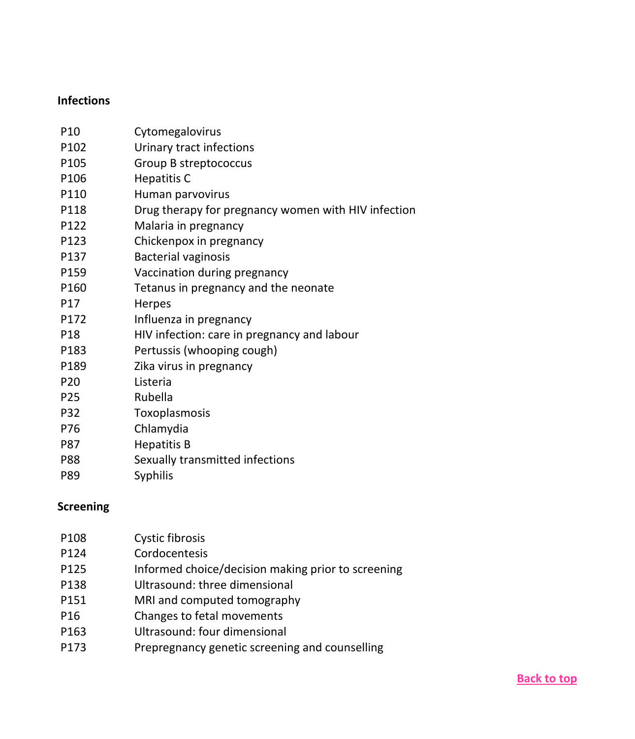**Infections**

| | |
|---|---|
| P10 | Cytomegalovirus |
| P102 | Urinary tract infections |
| P105 | Group B streptococcus |
| P106 | Hepatitis C |
| P110 | Human parvovirus |
| P118 | Drug therapy for pregnancy women with HIV infection |
| P122 | Malaria in pregnancy |
| P123 | Chickenpox in pregnancy |
| P137 | Bacterial vaginosis |
| P159 | Vaccination during pregnancy |
| P160 | Tetanus in pregnancy and the neonate |
| P17 | Herpes |
| P172 | Influenza in pregnancy |
| P18 | HIV infection: care in pregnancy and labour |
| P183 | Pertussis (whooping cough) |
| P189 | Zika virus in pregnancy |
| P20 | Listeria |
| P25 | Rubella |
| P32 | Toxoplasmosis |
| P76 | Chlamydia |
| P87 | Hepatitis B |
| P88 | Sexually transmitted infections |
| P89 | Syphilis |

**Screening**

| | |
|---|---|
| P108 | Cystic fibrosis |
| P124 | Cordocentesis |
| P125 | Informed choice/decision making prior to screening |
| P138 | Ultrasound: three dimensional |
| P151 | MRI and computed tomography |
| P16 | Changes to fetal movements |
| P163 | Ultrasound: four dimensional |
| P173 | Prepregnancy genetic screening and counselling |

Back to top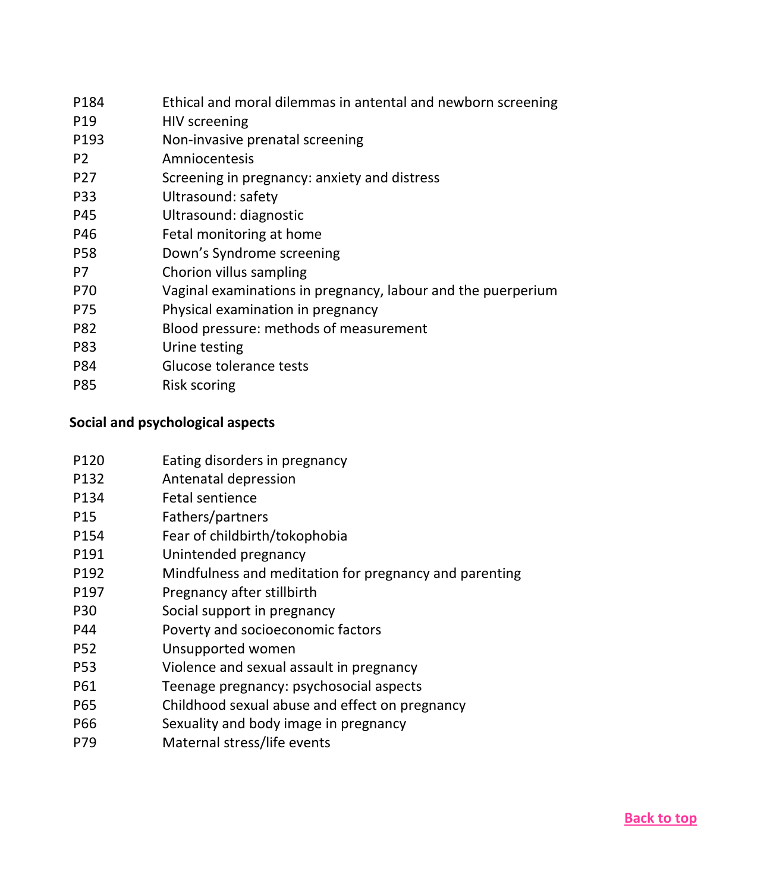| | |
|---|---|
| P184 | Ethical and moral dilemmas in antental and newborn screening |
| P19 | HIV screening |
| P193 | Non-invasive prenatal screening |
| P2 | Amniocentesis |
| P27 | Screening in pregnancy: anxiety and distress |
| P33 | Ultrasound: safety |
| P45 | Ultrasound: diagnostic |
| P46 | Fetal monitoring at home |
| P58 | Down's Syndrome screening |
| P7 | Chorion villus sampling |
| P70 | Vaginal examinations in pregnancy, labour and the puerperium |
| P75 | Physical examination in pregnancy |
| P82 | Blood pressure: methods of measurement |
| P83 | Urine testing |
| P84 | Glucose tolerance tests |
| P85 | Risk scoring |

**Social and psychological aspects**

| | |
|---|---|
| P120 | Eating disorders in pregnancy |
| P132 | Antenatal depression |
| P134 | Fetal sentience |
| P15 | Fathers/partners |
| P154 | Fear of childbirth/tokophobia |
| P191 | Unintended pregnancy |
| P192 | Mindfulness and meditation for pregnancy and parenting |
| P197 | Pregnancy after stillbirth |
| P30 | Social support in pregnancy |
| P44 | Poverty and socioeconomic factors |
| P52 | Unsupported women |
| P53 | Violence and sexual assault in pregnancy |
| P61 | Teenage pregnancy: psychosocial aspects |
| P65 | Childhood sexual abuse and effect on pregnancy |
| P66 | Sexuality and body image in pregnancy |
| P79 | Maternal stress/life events |

Back to top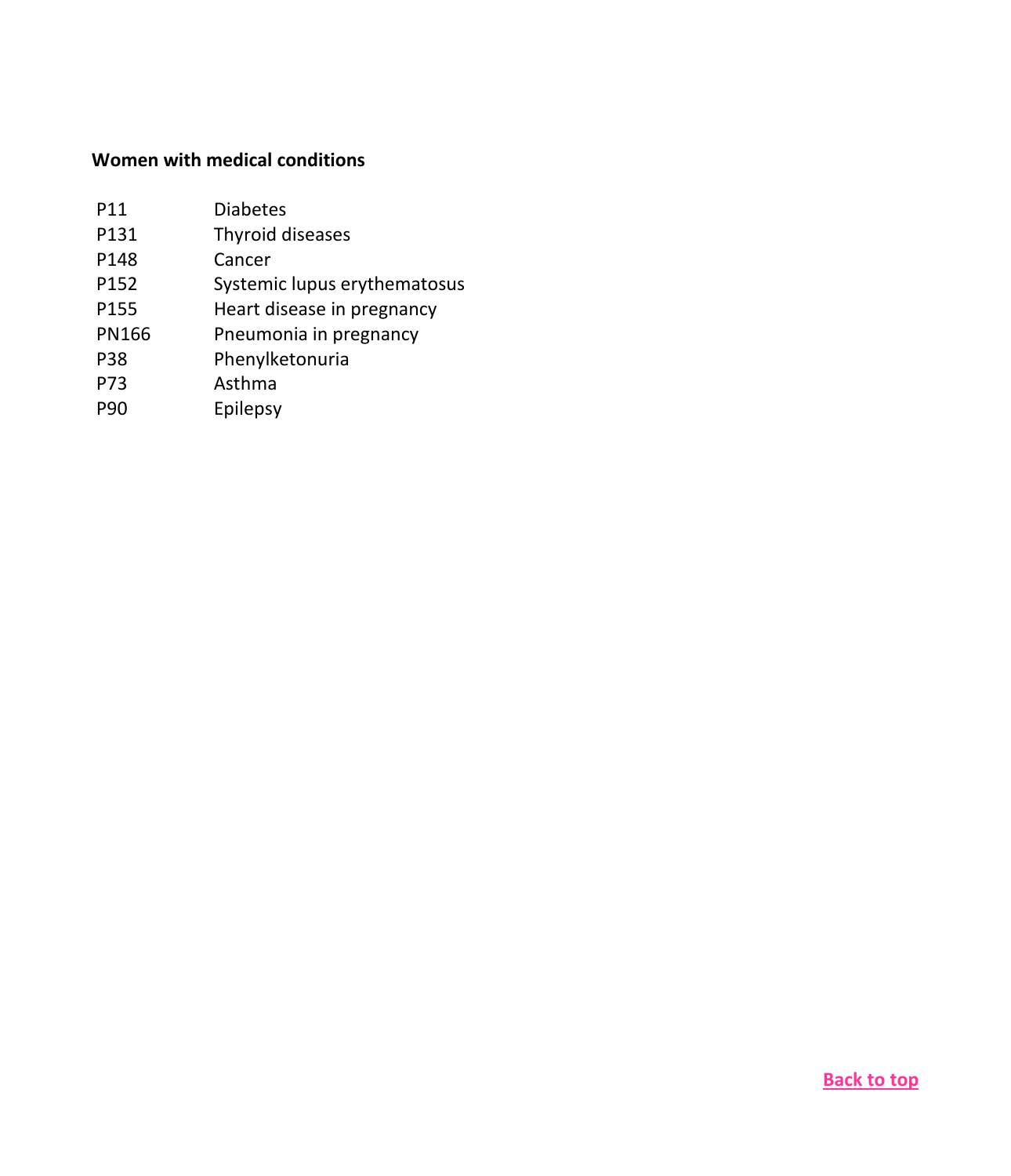**Women with medical conditions**

| | |
|---|---|
| P11 | Diabetes |
| P131 | Thyroid diseases |
| P148 | Cancer |
| P152 | Systemic lupus erythematosus |
| P155 | Heart disease in pregnancy |
| PN166 | Pneumonia in pregnancy |
| P38 | Phenylketonuria |
| P73 | Asthma |
| P90 | Epilepsy |

Back to top